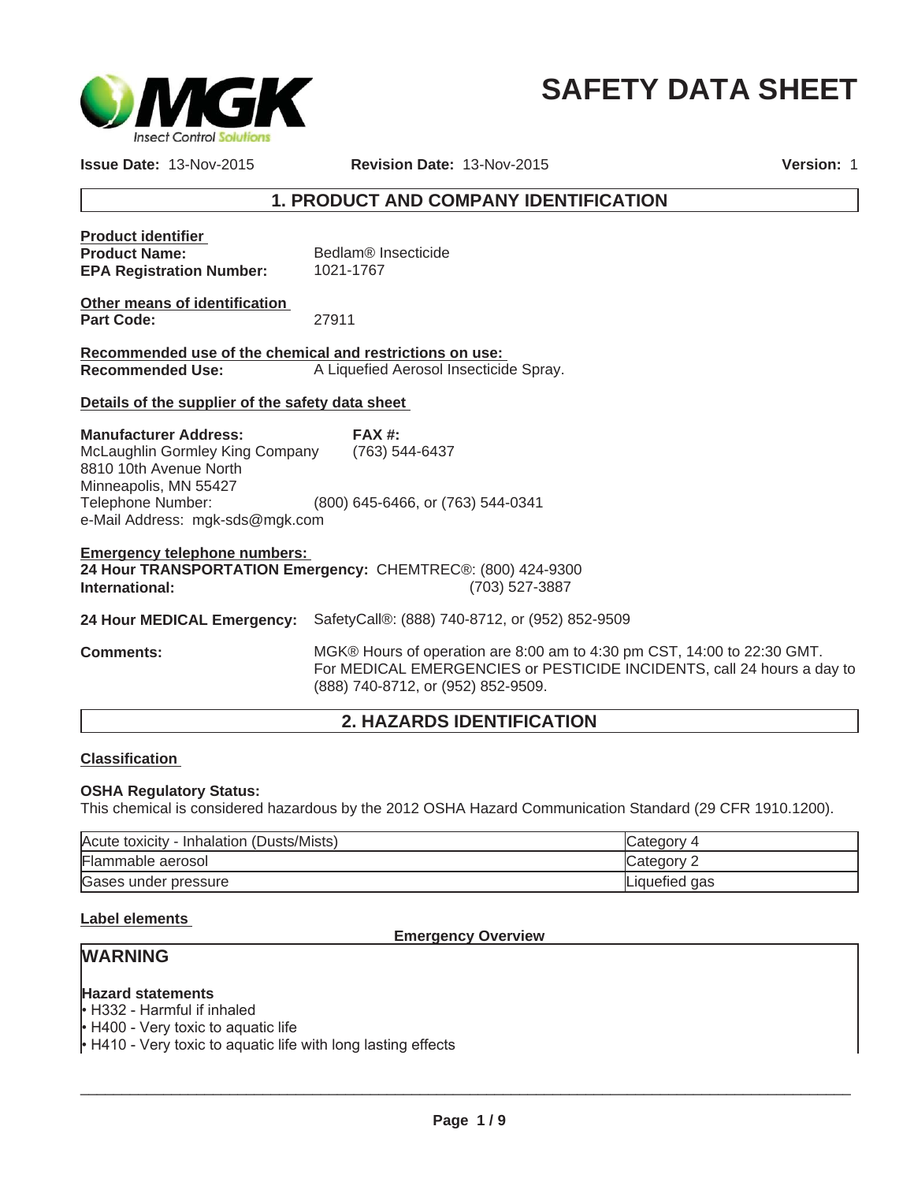# SAFETY DATA SHEET

**Issue Date:** 13-Nov-2015 **Revision Date:** 13-Nov-2015 **Version:** 1

## 1. PRODUCT AND COMPANY IDENTIFICATION

**Product identifier**

**Product Name:** Bedlam® Insecticide
**EPA Registration Number:** 1021-1767

**Other means of identification**

**Part Code:** 27911

**Recommended use of the chemical and restrictions on use:**

**Recommended Use:** A Liquefied Aerosol Insecticide Spray.

**Details of the supplier of the safety data sheet**

**Manufacturer Address:**
McLaughlin Gormley King Company
8810 10th Avenue North
Minneapolis, MN 55427
Telephone Number: (800) 645-6466, or (763) 544-0341
e-Mail Address: mgk-sds@mgk.com

**FAX #:**
(763) 544-6437

**Emergency telephone numbers:**

**24 Hour TRANSPORTATION Emergency:** CHEMTREC®: (800) 424-9300
**International:** (703) 527-3887

**24 Hour MEDICAL Emergency:** SafetyCall®: (888) 740-8712, or (952) 852-9509

**Comments:** MGK® Hours of operation are 8:00 am to 4:30 pm CST, 14:00 to 22:30 GMT. For MEDICAL EMERGENCIES or PESTICIDE INCIDENTS, call 24 hours a day to (888) 740-8712, or (952) 852-9509.

## 2. HAZARDS IDENTIFICATION

**Classification**

**OSHA Regulatory Status:**
This chemical is considered hazardous by the 2012 OSHA Hazard Communication Standard (29 CFR 1910.1200).

| Hazard | Category |
|---|---|
| Acute toxicity - Inhalation (Dusts/Mists) | Category 4 |
| Flammable aerosol | Category 2 |
| Gases under pressure | Liquefied gas |

**Label elements**

**Emergency Overview**

**WARNING**

**Hazard statements**

- H332 - Harmful if inhaled
- H400 - Very toxic to aquatic life
- H410 - Very toxic to aquatic life with long lasting effects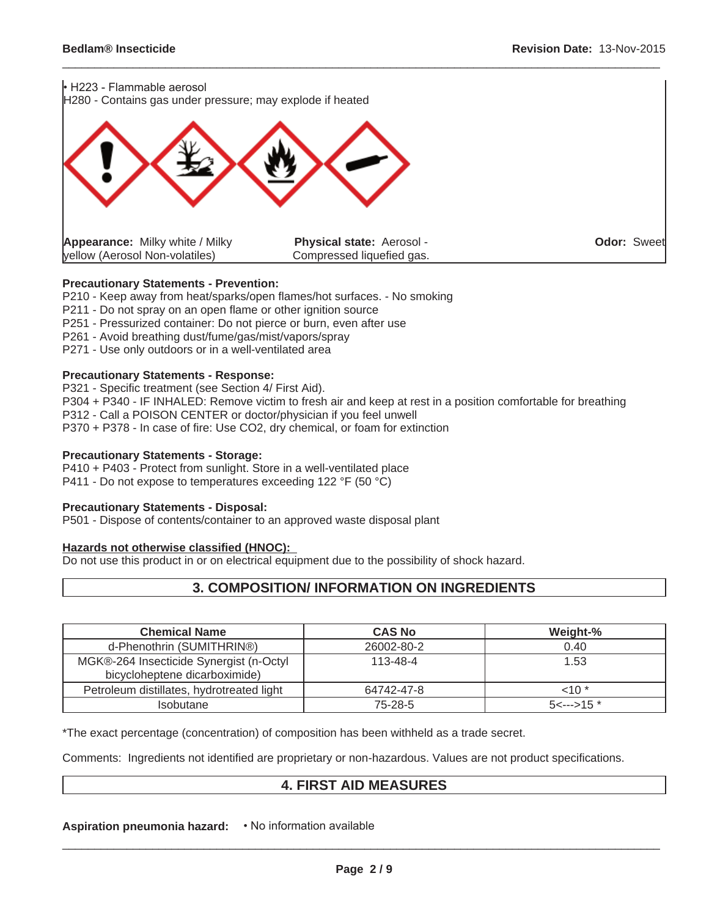• H223 - Flammable aerosol
H280 - Contains gas under pressure; may explode if heated

**Appearance:** Milky white / Milky yellow (Aerosol Non-volatiles) **Physical state:** Aerosol - Compressed liquefied gas. **Odor:** Sweet

**Precautionary Statements - Prevention:**
P210 - Keep away from heat/sparks/open flames/hot surfaces. - No smoking
P211 - Do not spray on an open flame or other ignition source
P251 - Pressurized container: Do not pierce or burn, even after use
P261 - Avoid breathing dust/fume/gas/mist/vapors/spray
P271 - Use only outdoors or in a well-ventilated area

**Precautionary Statements - Response:**
P321 - Specific treatment (see Section 4/ First Aid).
P304 + P340 - IF INHALED: Remove victim to fresh air and keep at rest in a position comfortable for breathing
P312 - Call a POISON CENTER or doctor/physician if you feel unwell
P370 + P378 - In case of fire: Use CO2, dry chemical, or foam for extinction

**Precautionary Statements - Storage:**
P410 + P403 - Protect from sunlight. Store in a well-ventilated place
P411 - Do not expose to temperatures exceeding 122 °F (50 °C)

**Precautionary Statements - Disposal:**
P501 - Dispose of contents/container to an approved waste disposal plant

**Hazards not otherwise classified (HNOC):**
Do not use this product in or on electrical equipment due to the possibility of shock hazard.

## 3. COMPOSITION/ INFORMATION ON INGREDIENTS

| Chemical Name | CAS No | Weight-% |
|---|---|---|
| d-Phenothrin (SUMITHRIN®) | 26002-80-2 | 0.40 |
| MGK®-264 Insecticide Synergist (n-Octyl bicycloheptene dicarboximide) | 113-48-4 | 1.53 |
| Petroleum distillates, hydrotreated light | 64742-47-8 | <10 * |
| Isobutane | 75-28-5 | 5<--->15 * |

*The exact percentage (concentration) of composition has been withheld as a trade secret.

Comments: Ingredients not identified are proprietary or non-hazardous. Values are not product specifications.

## 4. FIRST AID MEASURES

**Aspiration pneumonia hazard:** • No information available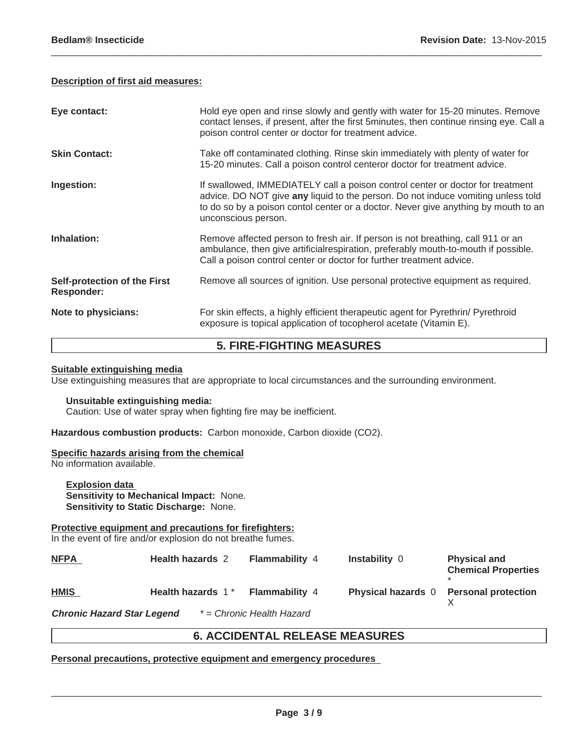**Description of first aid measures:**

| | |
|---|---|
| **Eye contact:** | Hold eye open and rinse slowly and gently with water for 15-20 minutes. Remove contact lenses, if present, after the first 5minutes, then continue rinsing eye. Call a poison control center or doctor for treatment advice. |
| **Skin Contact:** | Take off contaminated clothing. Rinse skin immediately with plenty of water for 15-20 minutes. Call a poison control centeror doctor for treatment advice. |
| **Ingestion:** | If swallowed, IMMEDIATELY call a poison control center or doctor for treatment advice. DO NOT give **any** liquid to the person. Do not induce vomiting unless told to do so by a poison contol center or a doctor. Never give anything by mouth to an unconscious person. |
| **Inhalation:** | Remove affected person to fresh air. If person is not breathing, call 911 or an ambulance, then give artificialrespiration, preferably mouth-to-mouth if possible. Call a poison control center or doctor for further treatment advice. |
| **Self-protection of the First Responder:** | Remove all sources of ignition. Use personal protective equipment as required. |
| **Note to physicians:** | For skin effects, a highly efficient therapeutic agent for Pyrethrin/ Pyrethroid exposure is topical application of tocopherol acetate (Vitamin E). |

## 5. FIRE-FIGHTING MEASURES

**Suitable extinguishing media**
Use extinguishing measures that are appropriate to local circumstances and the surrounding environment.

**Unsuitable extinguishing media:**
Caution: Use of water spray when fighting fire may be inefficient.

**Hazardous combustion products:** Carbon monoxide, Carbon dioxide ($CO_2$).

**Specific hazards arising from the chemical**
No information available.

**Explosion data**
**Sensitivity to Mechanical Impact:** None.
**Sensitivity to Static Discharge:** None.

**Protective equipment and precautions for firefighters:**
In the event of fire and/or explosion do not breathe fumes.

| | | | | |
|---|---|---|---|---|
| **NFPA** | **Health hazards** 2 | **Flammability** 4 | **Instability** 0 | **Physical and Chemical Properties** * |
| **HMIS** | **Health hazards** 1 * | **Flammability** 4 | **Physical hazards** 0 | **Personal protection** X |

***Chronic Hazard Star Legend*** *\* = Chronic Health Hazard*

## 6. ACCIDENTAL RELEASE MEASURES

**Personal precautions, protective equipment and emergency procedures**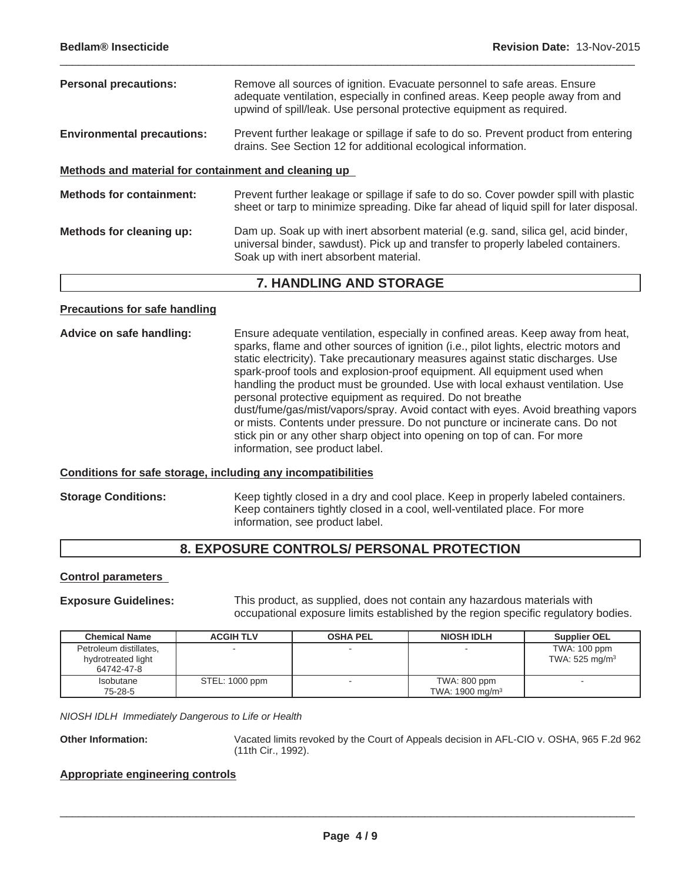**Personal precautions:** Remove all sources of ignition. Evacuate personnel to safe areas. Ensure adequate ventilation, especially in confined areas. Keep people away from and upwind of spill/leak. Use personal protective equipment as required.

**Environmental precautions:** Prevent further leakage or spillage if safe to do so. Prevent product from entering drains. See Section 12 for additional ecological information.

**Methods and material for containment and cleaning up**

**Methods for containment:** Prevent further leakage or spillage if safe to do so. Cover powder spill with plastic sheet or tarp to minimize spreading. Dike far ahead of liquid spill for later disposal.

**Methods for cleaning up:** Dam up. Soak up with inert absorbent material (e.g. sand, silica gel, acid binder, universal binder, sawdust). Pick up and transfer to properly labeled containers. Soak up with inert absorbent material.

## 7. HANDLING AND STORAGE

**Precautions for safe handling**

**Advice on safe handling:** Ensure adequate ventilation, especially in confined areas. Keep away from heat, sparks, flame and other sources of ignition (i.e., pilot lights, electric motors and static electricity). Take precautionary measures against static discharges. Use spark-proof tools and explosion-proof equipment. All equipment used when handling the product must be grounded. Use with local exhaust ventilation. Use personal protective equipment as required. Do not breathe dust/fume/gas/mist/vapors/spray. Avoid contact with eyes. Avoid breathing vapors or mists. Contents under pressure. Do not puncture or incinerate cans. Do not stick pin or any other sharp object into opening on top of can. For more information, see product label.

**Conditions for safe storage, including any incompatibilities**

**Storage Conditions:** Keep tightly closed in a dry and cool place. Keep in properly labeled containers. Keep containers tightly closed in a cool, well-ventilated place. For more information, see product label.

## 8. EXPOSURE CONTROLS/ PERSONAL PROTECTION

**Control parameters**

**Exposure Guidelines:** This product, as supplied, does not contain any hazardous materials with occupational exposure limits established by the region specific regulatory bodies.

| Chemical Name | ACGIH TLV | OSHA PEL | NIOSH IDLH | Supplier OEL |
|---|---|---|---|---|
| Petroleum distillates, hydrotreated light 64742-47-8 | - | - | - | TWA: 100 ppm TWA: 525 mg/m$^3$ |
| Isobutane 75-28-5 | STEL: 1000 ppm | - | TWA: 800 ppm TWA: 1900 mg/m$^3$ | - |

*NIOSH IDLH Immediately Dangerous to Life or Health*

**Other Information:** Vacated limits revoked by the Court of Appeals decision in AFL-CIO v. OSHA, 965 F.2d 962 (11th Cir., 1992).

**Appropriate engineering controls**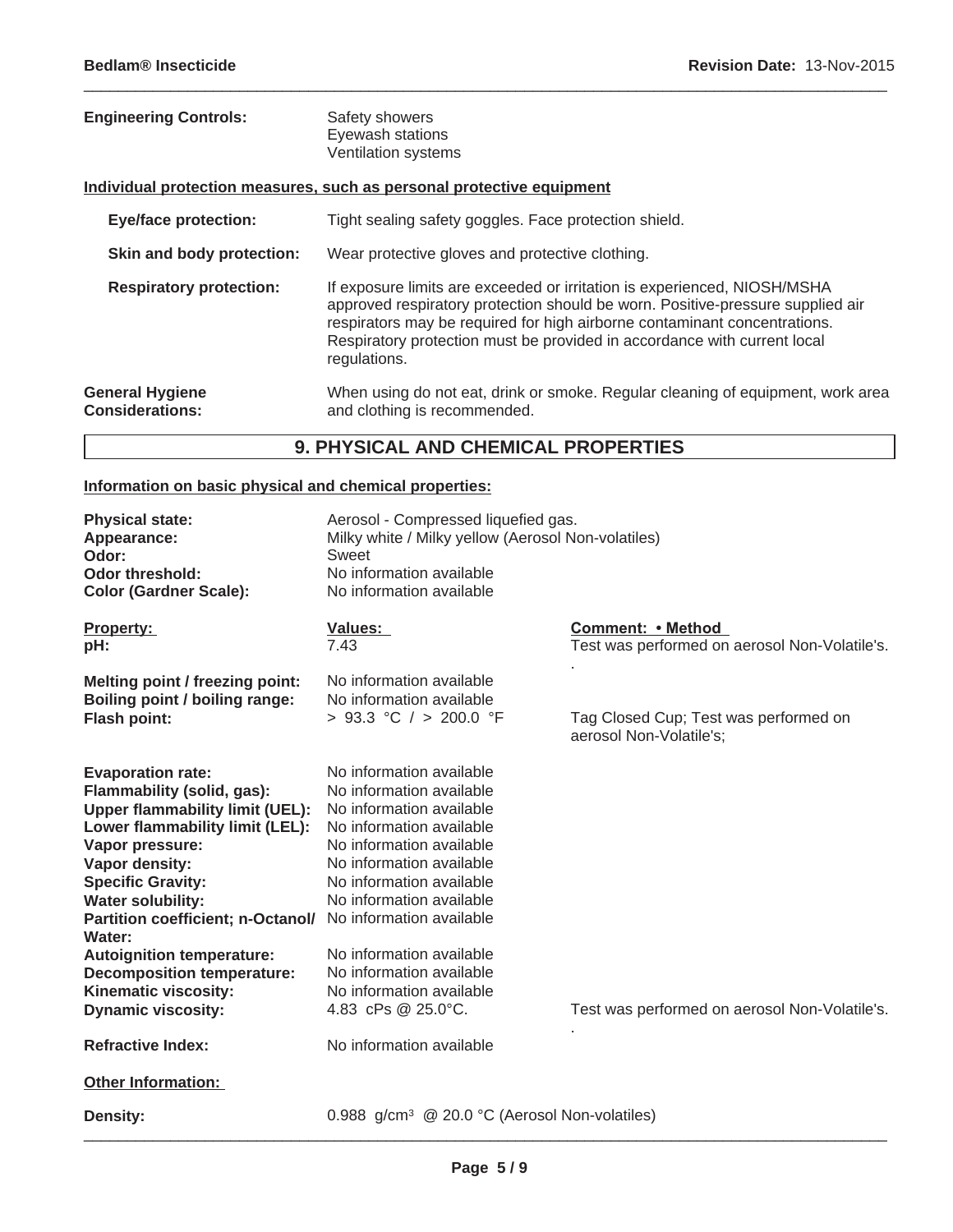**Engineering Controls:** Safety showers
Eyewash stations
Ventilation systems

**Individual protection measures, such as personal protective equipment**

**Eye/face protection:** Tight sealing safety goggles. Face protection shield.

**Skin and body protection:** Wear protective gloves and protective clothing.

**Respiratory protection:** If exposure limits are exceeded or irritation is experienced, NIOSH/MSHA approved respiratory protection should be worn. Positive-pressure supplied air respirators may be required for high airborne contaminant concentrations. Respiratory protection must be provided in accordance with current local regulations.

**General Hygiene Considerations:** When using do not eat, drink or smoke. Regular cleaning of equipment, work area and clothing is recommended.

## 9. PHYSICAL AND CHEMICAL PROPERTIES

**Information on basic physical and chemical properties:**

**Physical state:** Aerosol - Compressed liquefied gas.
**Appearance:** Milky white / Milky yellow (Aerosol Non-volatiles)
**Odor:** Sweet
**Odor threshold:** No information available
**Color (Gardner Scale):** No information available

| Property: | Values: | Comment: • Method |
|---|---|---|
| **pH:** | 7.43 | Test was performed on aerosol Non-Volatile's. . |
| **Melting point / freezing point:** | No information available | |
| **Boiling point / boiling range:** | No information available | |
| **Flash point:** | > 93.3 °C / > 200.0 °F | Tag Closed Cup; Test was performed on aerosol Non-Volatile's; |
| **Evaporation rate:** | No information available | |
| **Flammability (solid, gas):** | No information available | |
| **Upper flammability limit (UEL):** | No information available | |
| **Lower flammability limit (LEL):** | No information available | |
| **Vapor pressure:** | No information available | |
| **Vapor density:** | No information available | |
| **Specific Gravity:** | No information available | |
| **Water solubility:** | No information available | |
| **Partition coefficient; n-Octanol/ Water:** | No information available | |
| **Autoignition temperature:** | No information available | |
| **Decomposition temperature:** | No information available | |
| **Kinematic viscosity:** | No information available | |
| **Dynamic viscosity:** | 4.83 cPs @ 25.0°C. | Test was performed on aerosol Non-Volatile's. . |
| **Refractive Index:** | No information available | |

**Other Information:**

**Density:** 0.988 g/cm³ @ 20.0 °C (Aerosol Non-volatiles)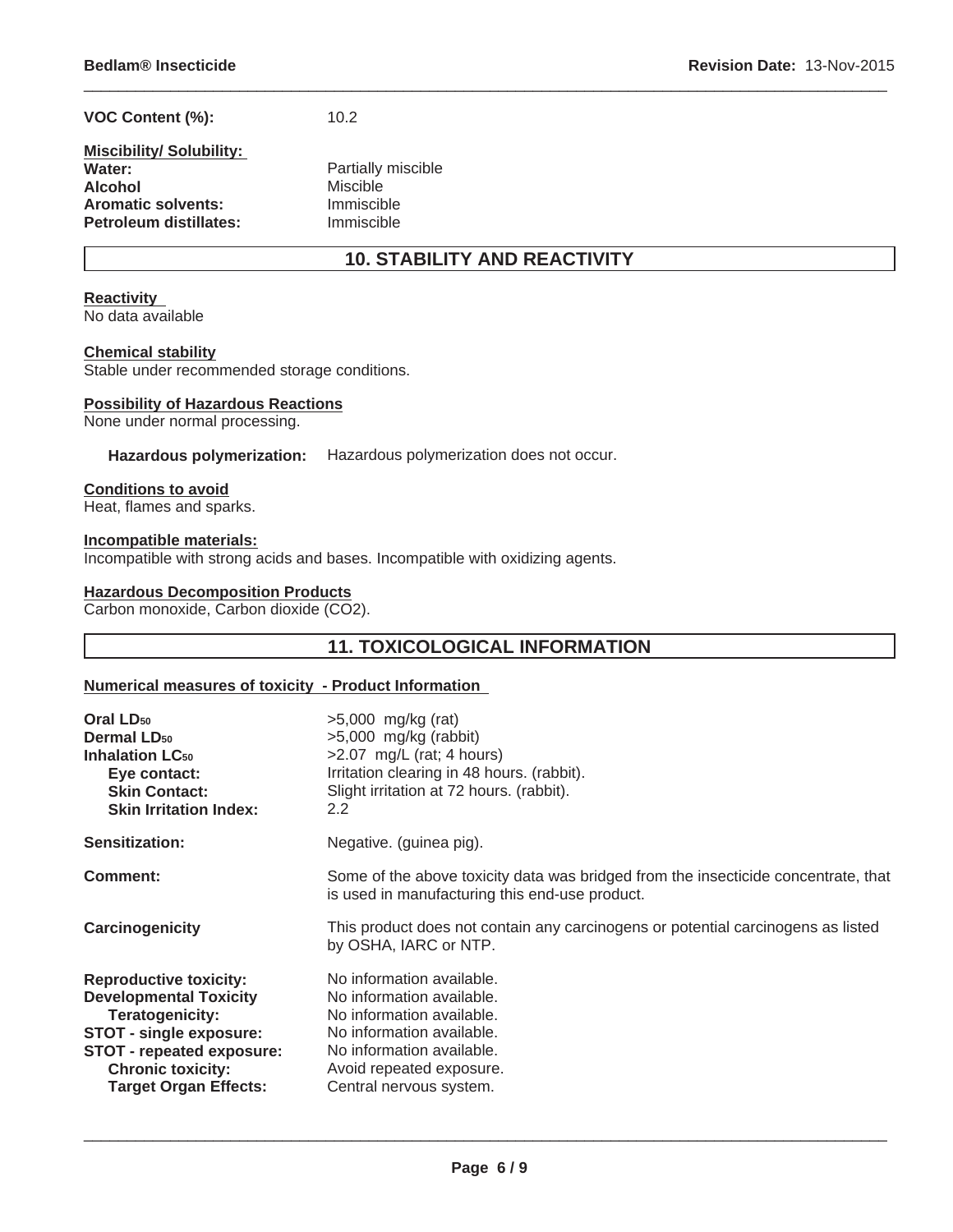**VOC Content (%):** 10.2

**Miscibility/ Solubility:**

| | |
|---|---|
| **Water:** | Partially miscible |
| **Alcohol** | Miscible |
| **Aromatic solvents:** | Immiscible |
| **Petroleum distillates:** | Immiscible |

## 10. STABILITY AND REACTIVITY

**Reactivity**
No data available

**Chemical stability**
Stable under recommended storage conditions.

**Possibility of Hazardous Reactions**
None under normal processing.

**Hazardous polymerization:** Hazardous polymerization does not occur.

**Conditions to avoid**
Heat, flames and sparks.

**Incompatible materials:**
Incompatible with strong acids and bases. Incompatible with oxidizing agents.

**Hazardous Decomposition Products**
Carbon monoxide, Carbon dioxide ($CO_2$).

## 11. TOXICOLOGICAL INFORMATION

**Numerical measures of toxicity - Product Information**

| | |
|---|---|
| **Oral $LD_{50}$** | >5,000 mg/kg (rat) |
| **Dermal $LD_{50}$** | >5,000 mg/kg (rabbit) |
| **Inhalation $LC_{50}$** | >2.07 mg/L (rat; 4 hours) |
| **Eye contact:** | Irritation clearing in 48 hours. (rabbit). |
| **Skin Contact:** | Slight irritation at 72 hours. (rabbit). |
| **Skin Irritation Index:** | 2.2 |
| **Sensitization:** | Negative. (guinea pig). |
| **Comment:** | Some of the above toxicity data was bridged from the insecticide concentrate, that is used in manufacturing this end-use product. |
| **Carcinogenicity** | This product does not contain any carcinogens or potential carcinogens as listed by OSHA, IARC or NTP. |
| **Reproductive toxicity:** | No information available. |
| **Developmental Toxicity** | No information available. |
| **Teratogenicity:** | No information available. |
| **STOT - single exposure:** | No information available. |
| **STOT - repeated exposure:** | No information available. |
| **Chronic toxicity:** | Avoid repeated exposure. |
| **Target Organ Effects:** | Central nervous system. |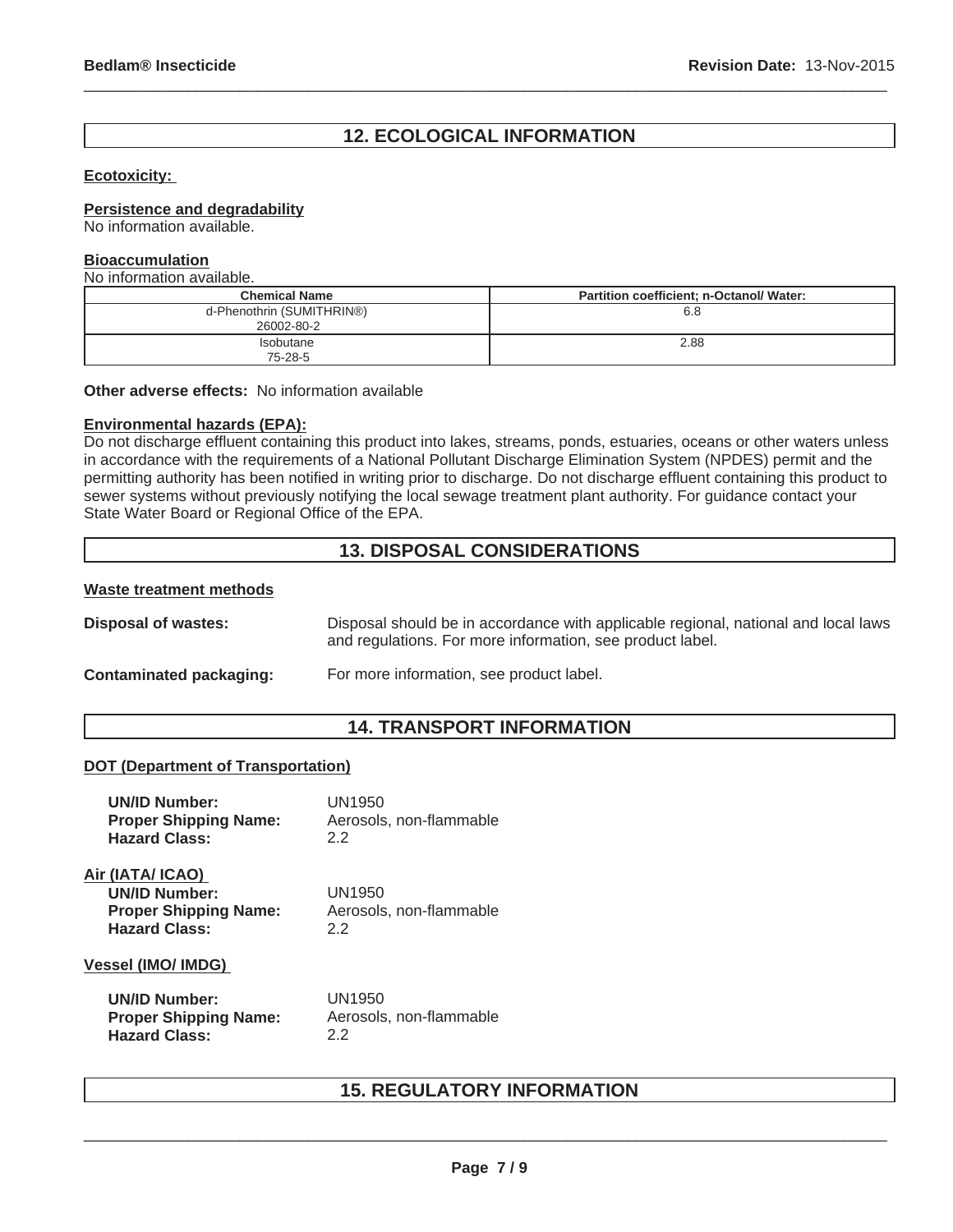## 12. ECOLOGICAL INFORMATION

**Ecotoxicity:**

**Persistence and degradability**
No information available.

**Bioaccumulation**
No information available.

| Chemical Name | Partition coefficient; n-Octanol/ Water: |
|---|---|
| d-Phenothrin (SUMITHRIN®) 26002-80-2 | 6.8 |
| Isobutane 75-28-5 | 2.88 |

**Other adverse effects:** No information available

**Environmental hazards (EPA):**
Do not discharge effluent containing this product into lakes, streams, ponds, estuaries, oceans or other waters unless in accordance with the requirements of a National Pollutant Discharge Elimination System (NPDES) permit and the permitting authority has been notified in writing prior to discharge. Do not discharge effluent containing this product to sewer systems without previously notifying the local sewage treatment plant authority. For guidance contact your State Water Board or Regional Office of the EPA.

## 13. DISPOSAL CONSIDERATIONS

**Waste treatment methods**

**Disposal of wastes:** Disposal should be in accordance with applicable regional, national and local laws and regulations. For more information, see product label.

**Contaminated packaging:** For more information, see product label.

## 14. TRANSPORT INFORMATION

**DOT (Department of Transportation)**

**UN/ID Number:** UN1950
**Proper Shipping Name:** Aerosols, non-flammable
**Hazard Class:** 2.2

**Air (IATA/ ICAO)**
**UN/ID Number:** UN1950
**Proper Shipping Name:** Aerosols, non-flammable
**Hazard Class:** 2.2

**Vessel (IMO/ IMDG)**

**UN/ID Number:** UN1950
**Proper Shipping Name:** Aerosols, non-flammable
**Hazard Class:** 2.2

## 15. REGULATORY INFORMATION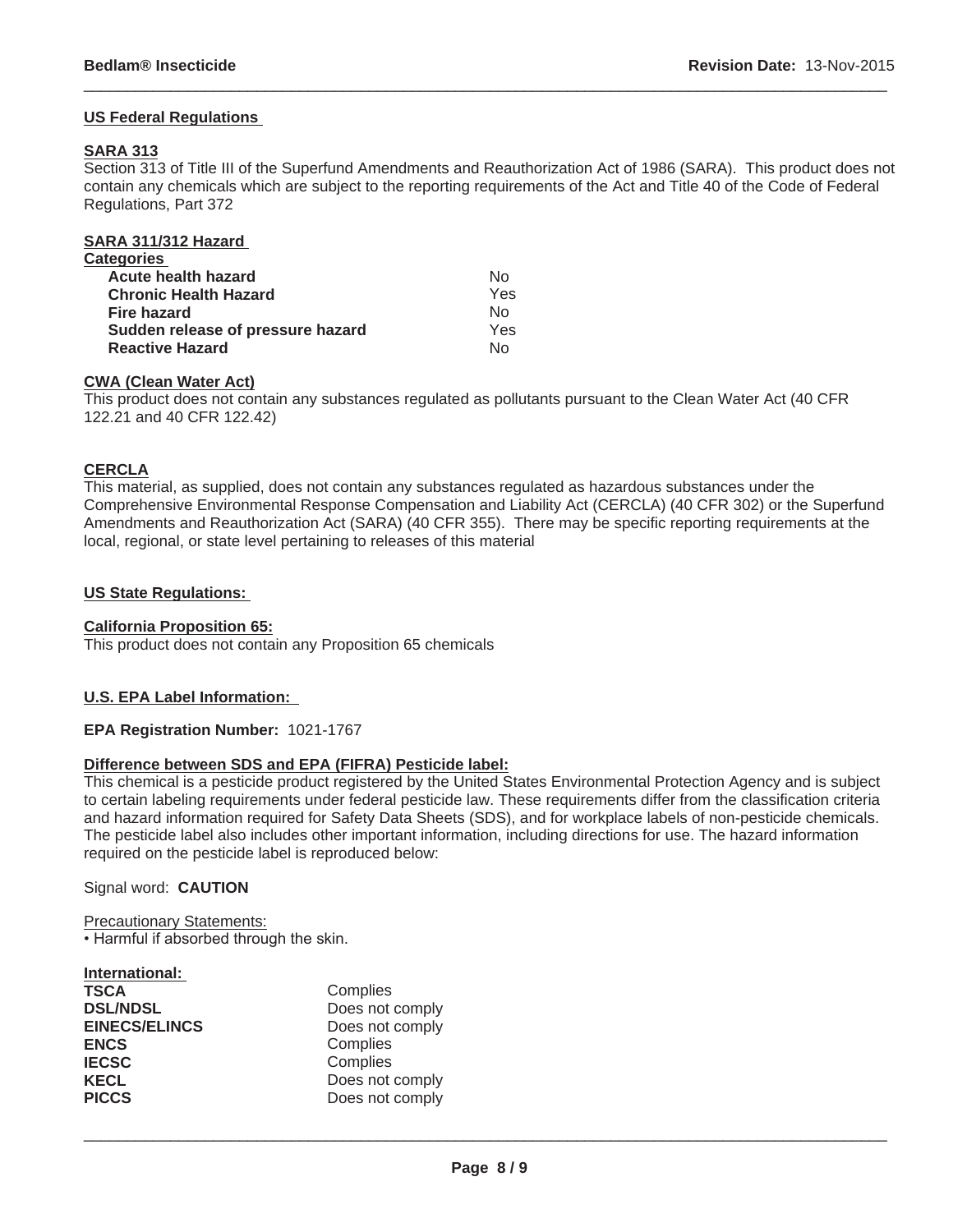## US Federal Regulations

### SARA 313

Section 313 of Title III of the Superfund Amendments and Reauthorization Act of 1986 (SARA). This product does not contain any chemicals which are subject to the reporting requirements of the Act and Title 40 of the Code of Federal Regulations, Part 372

### SARA 311/312 Hazard Categories

| | |
|---|---|
| **Acute health hazard** | No |
| **Chronic Health Hazard** | Yes |
| **Fire hazard** | No |
| **Sudden release of pressure hazard** | Yes |
| **Reactive Hazard** | No |

### CWA (Clean Water Act)

This product does not contain any substances regulated as pollutants pursuant to the Clean Water Act (40 CFR 122.21 and 40 CFR 122.42)

### CERCLA

This material, as supplied, does not contain any substances regulated as hazardous substances under the Comprehensive Environmental Response Compensation and Liability Act (CERCLA) (40 CFR 302) or the Superfund Amendments and Reauthorization Act (SARA) (40 CFR 355). There may be specific reporting requirements at the local, regional, or state level pertaining to releases of this material

## US State Regulations:

### California Proposition 65:

This product does not contain any Proposition 65 chemicals

## U.S. EPA Label Information:

**EPA Registration Number:** 1021-1767

### Difference between SDS and EPA (FIFRA) Pesticide label:

This chemical is a pesticide product registered by the United States Environmental Protection Agency and is subject to certain labeling requirements under federal pesticide law. These requirements differ from the classification criteria and hazard information required for Safety Data Sheets (SDS), and for workplace labels of non-pesticide chemicals. The pesticide label also includes other important information, including directions for use. The hazard information required on the pesticide label is reproduced below:

Signal word: **CAUTION**

Precautionary Statements:

- Harmful if absorbed through the skin.

## International:

| | |
|---|---|
| **TSCA** | Complies |
| **DSL/NDSL** | Does not comply |
| **EINECS/ELINCS** | Does not comply |
| **ENCS** | Complies |
| **IECSC** | Complies |
| **KECL** | Does not comply |
| **PICCS** | Does not comply |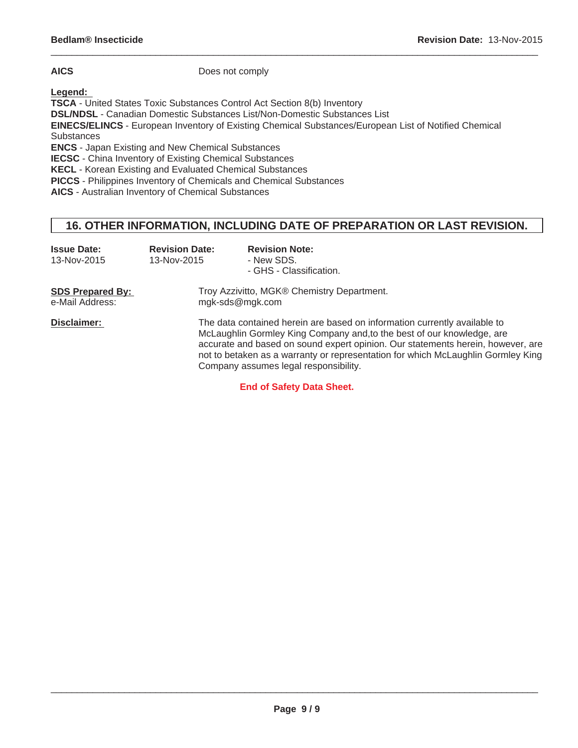**AICS** Does not comply

**Legend:**

**TSCA** - United States Toxic Substances Control Act Section 8(b) Inventory
**DSL/NDSL** - Canadian Domestic Substances List/Non-Domestic Substances List
**EINECS/ELINCS** - European Inventory of Existing Chemical Substances/European List of Notified Chemical Substances
**ENCS** - Japan Existing and New Chemical Substances
**IECSC** - China Inventory of Existing Chemical Substances
**KECL** - Korean Existing and Evaluated Chemical Substances
**PICCS** - Philippines Inventory of Chemicals and Chemical Substances
**AICS** - Australian Inventory of Chemical Substances

## 16. OTHER INFORMATION, INCLUDING DATE OF PREPARATION OR LAST REVISION.

| Issue Date: | Revision Date: | Revision Note: |
|---|---|---|
| 13-Nov-2015 | 13-Nov-2015 | - New SDS.<br>- GHS - Classification. |

**SDS Prepared By:** Troy Azzivitto, MGK® Chemistry Department.
e-Mail Address: mgk-sds@mgk.com

**Disclaimer:** The data contained herein are based on information currently available to McLaughlin Gormley King Company and,to the best of our knowledge, are accurate and based on sound expert opinion. Our statements herein, however, are not to betaken as a warranty or representation for which McLaughlin Gormley King Company assumes legal responsibility.

**End of Safety Data Sheet.**